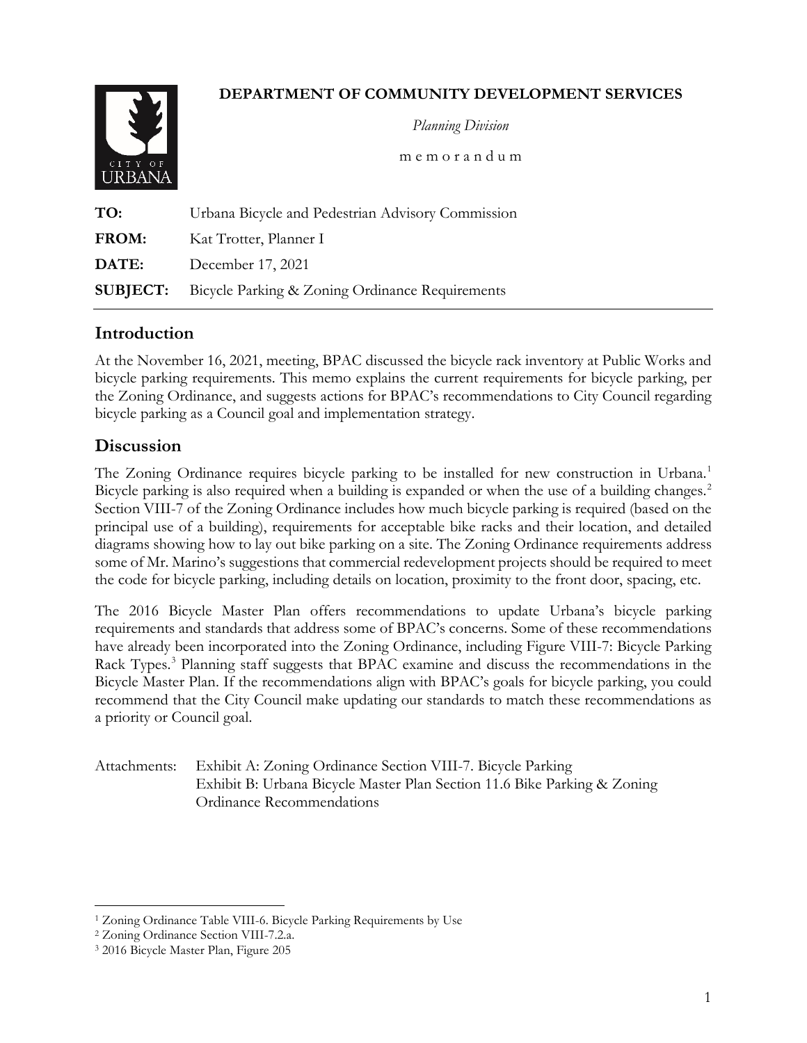**DEPARTMENT OF COMMUNITY DEVELOPMENT SERVICES**

*Planning Division*

m e m o r a n d u m

| | |
|---|---|
| **TO:** | Urbana Bicycle and Pedestrian Advisory Commission |
| **FROM:** | Kat Trotter, Planner I |
| **DATE:** | December 17, 2021 |
| **SUBJECT:** | Bicycle Parking & Zoning Ordinance Requirements |

## Introduction

At the November 16, 2021, meeting, BPAC discussed the bicycle rack inventory at Public Works and bicycle parking requirements. This memo explains the current requirements for bicycle parking, per the Zoning Ordinance, and suggests actions for BPAC's recommendations to City Council regarding bicycle parking as a Council goal and implementation strategy.

## Discussion

The Zoning Ordinance requires bicycle parking to be installed for new construction in Urbana.[1] Bicycle parking is also required when a building is expanded or when the use of a building changes.[2] Section VIII-7 of the Zoning Ordinance includes how much bicycle parking is required (based on the principal use of a building), requirements for acceptable bike racks and their location, and detailed diagrams showing how to lay out bike parking on a site. The Zoning Ordinance requirements address some of Mr. Marino's suggestions that commercial redevelopment projects should be required to meet the code for bicycle parking, including details on location, proximity to the front door, spacing, etc.

The 2016 Bicycle Master Plan offers recommendations to update Urbana's bicycle parking requirements and standards that address some of BPAC's concerns. Some of these recommendations have already been incorporated into the Zoning Ordinance, including Figure VIII-7: Bicycle Parking Rack Types.[3] Planning staff suggests that BPAC examine and discuss the recommendations in the Bicycle Master Plan. If the recommendations align with BPAC's goals for bicycle parking, you could recommend that the City Council make updating our standards to match these recommendations as a priority or Council goal.

Attachments: Exhibit A: Zoning Ordinance Section VIII-7. Bicycle Parking
Exhibit B: Urbana Bicycle Master Plan Section 11.6 Bike Parking & Zoning Ordinance Recommendations

---

[1] Zoning Ordinance Table VIII-6. Bicycle Parking Requirements by Use

[2] Zoning Ordinance Section VIII-7.2.a.

[3] 2016 Bicycle Master Plan, Figure 205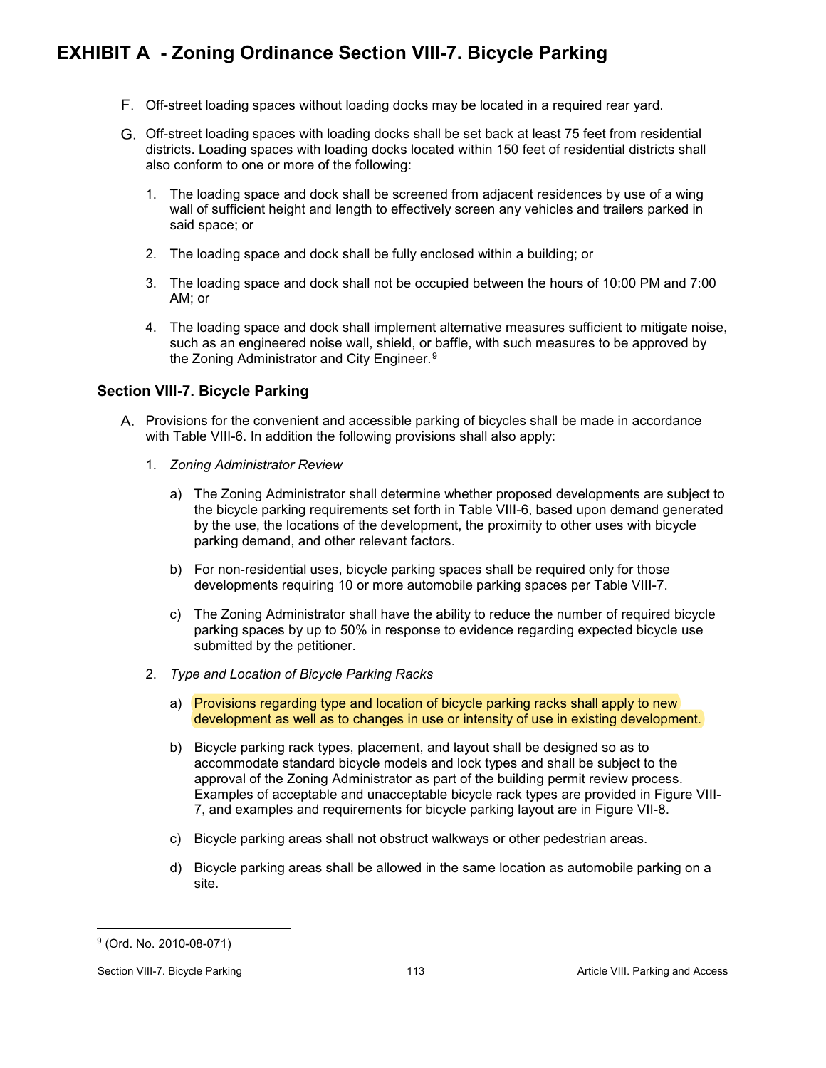# EXHIBIT A - Zoning Ordinance Section VIII-7. Bicycle Parking

F. Off-street loading spaces without loading docks may be located in a required rear yard.

G. Off-street loading spaces with loading docks shall be set back at least 75 feet from residential districts. Loading spaces with loading docks located within 150 feet of residential districts shall also conform to one or more of the following:

1. The loading space and dock shall be screened from adjacent residences by use of a wing wall of sufficient height and length to effectively screen any vehicles and trailers parked in said space; or

2. The loading space and dock shall be fully enclosed within a building; or

3. The loading space and dock shall not be occupied between the hours of 10:00 PM and 7:00 AM; or

4. The loading space and dock shall implement alternative measures sufficient to mitigate noise, such as an engineered noise wall, shield, or baffle, with such measures to be approved by the Zoning Administrator and City Engineer.[9]

### Section VIII-7. Bicycle Parking

A. Provisions for the convenient and accessible parking of bicycles shall be made in accordance with Table VIII-6. In addition the following provisions shall also apply:

1. *Zoning Administrator Review*

   a) The Zoning Administrator shall determine whether proposed developments are subject to the bicycle parking requirements set forth in Table VIII-6, based upon demand generated by the use, the locations of the development, the proximity to other uses with bicycle parking demand, and other relevant factors.

   b) For non-residential uses, bicycle parking spaces shall be required only for those developments requiring 10 or more automobile parking spaces per Table VIII-7.

   c) The Zoning Administrator shall have the ability to reduce the number of required bicycle parking spaces by up to 50% in response to evidence regarding expected bicycle use submitted by the petitioner.

2. *Type and Location of Bicycle Parking Racks*

   a) Provisions regarding type and location of bicycle parking racks shall apply to new development as well as to changes in use or intensity of use in existing development.

   b) Bicycle parking rack types, placement, and layout shall be designed so as to accommodate standard bicycle models and lock types and shall be subject to the approval of the Zoning Administrator as part of the building permit review process. Examples of acceptable and unacceptable bicycle rack types are provided in Figure VIII-7, and examples and requirements for bicycle parking layout are in Figure VII-8.

   c) Bicycle parking areas shall not obstruct walkways or other pedestrian areas.

   d) Bicycle parking areas shall be allowed in the same location as automobile parking on a site.

---

[9] (Ord. No. 2010-08-071)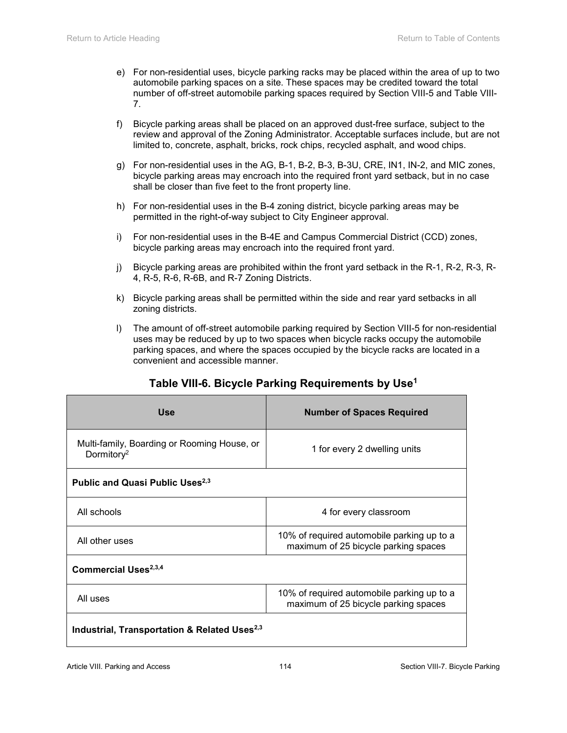e) For non-residential uses, bicycle parking racks may be placed within the area of up to two automobile parking spaces on a site. These spaces may be credited toward the total number of off-street automobile parking spaces required by Section VIII-5 and Table VIII-7.

f) Bicycle parking areas shall be placed on an approved dust-free surface, subject to the review and approval of the Zoning Administrator. Acceptable surfaces include, but are not limited to, concrete, asphalt, bricks, rock chips, recycled asphalt, and wood chips.

g) For non-residential uses in the AG, B-1, B-2, B-3, B-3U, CRE, IN1, IN-2, and MIC zones, bicycle parking areas may encroach into the required front yard setback, but in no case shall be closer than five feet to the front property line.

h) For non-residential uses in the B-4 zoning district, bicycle parking areas may be permitted in the right-of-way subject to City Engineer approval.

i) For non-residential uses in the B-4E and Campus Commercial District (CCD) zones, bicycle parking areas may encroach into the required front yard.

j) Bicycle parking areas are prohibited within the front yard setback in the R-1, R-2, R-3, R-4, R-5, R-6, R-6B, and R-7 Zoning Districts.

k) Bicycle parking areas shall be permitted within the side and rear yard setbacks in all zoning districts.

l) The amount of off-street automobile parking required by Section VIII-5 for non-residential uses may be reduced by up to two spaces when bicycle racks occupy the automobile parking spaces, and where the spaces occupied by the bicycle racks are located in a convenient and accessible manner.

### Table VIII-6. Bicycle Parking Requirements by Use[1]

| Use | Number of Spaces Required |
|---|---|
| Multi-family, Boarding or Rooming House, or Dormitory[2] | 1 for every 2 dwelling units |
| **Public and Quasi Public Uses[2,3]** | |
| All schools | 4 for every classroom |
| All other uses | 10% of required automobile parking up to a maximum of 25 bicycle parking spaces |
| **Commercial Uses[2,3,4]** | |
| All uses | 10% of required automobile parking up to a maximum of 25 bicycle parking spaces |
| **Industrial, Transportation & Related Uses[2,3]** | |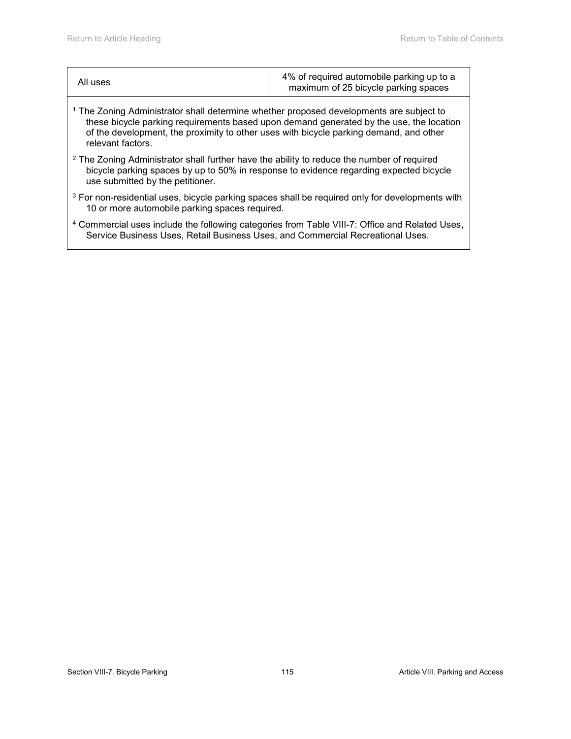| All uses | 4% of required automobile parking up to a maximum of 25 bicycle parking spaces |
| --- | --- |

[1] The Zoning Administrator shall determine whether proposed developments are subject to these bicycle parking requirements based upon demand generated by the use, the location of the development, the proximity to other uses with bicycle parking demand, and other relevant factors.

[2] The Zoning Administrator shall further have the ability to reduce the number of required bicycle parking spaces by up to 50% in response to evidence regarding expected bicycle use submitted by the petitioner.

[3] For non-residential uses, bicycle parking spaces shall be required only for developments with 10 or more automobile parking spaces required.

[4] Commercial uses include the following categories from Table VIII-7: Office and Related Uses, Service Business Uses, Retail Business Uses, and Commercial Recreational Uses.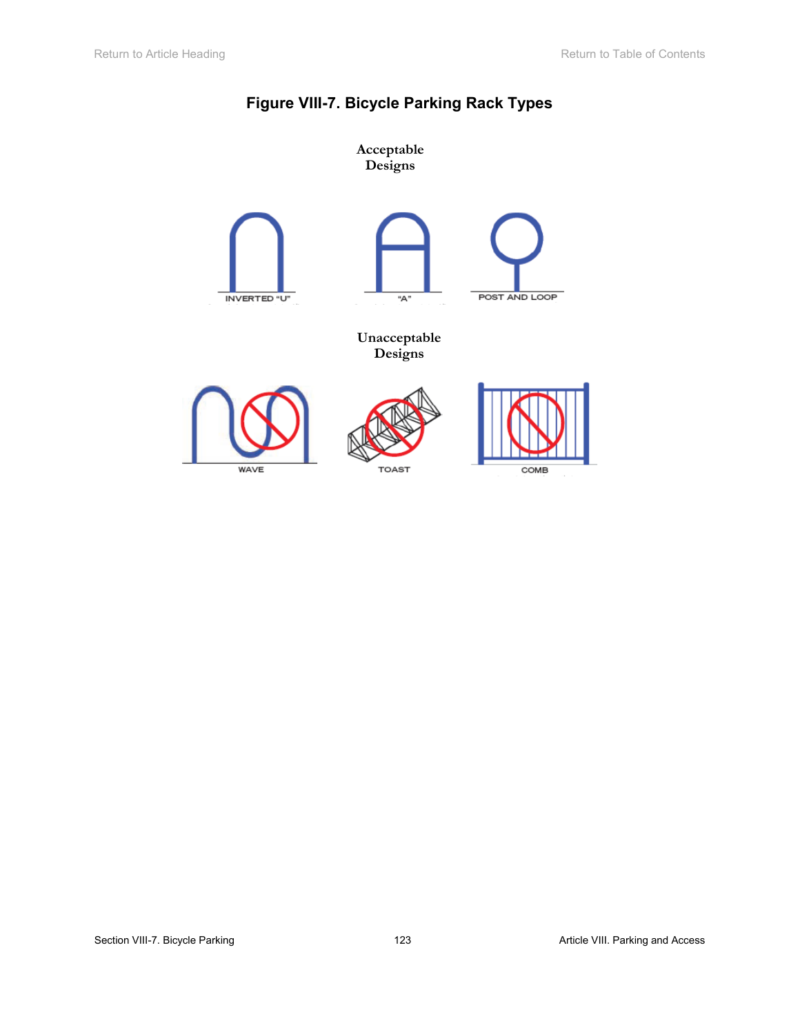## Figure VIII-7. Bicycle Parking Rack Types

Acceptable Designs

INVERTED "U"

"A"

POST AND LOOP

Unacceptable Designs

WAVE

TOAST

COMB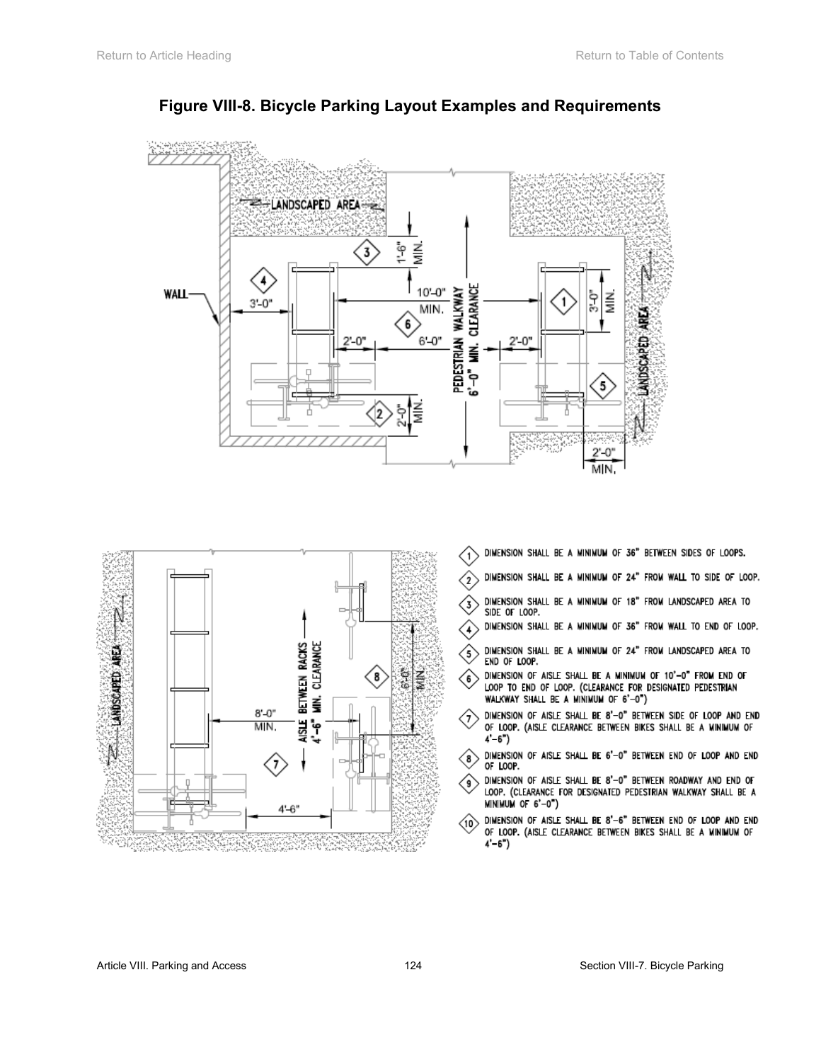**Figure VIII-8. Bicycle Parking Layout Examples and Requirements**

1. DIMENSION SHALL BE A MINIMUM OF 36" BETWEEN SIDES OF LOOPS.
2. DIMENSION SHALL BE A MINIMUM OF 24" FROM WALL TO SIDE OF LOOP.
3. DIMENSION SHALL BE A MINIMUM OF 18" FROM LANDSCAPED AREA TO SIDE OF LOOP.
4. DIMENSION SHALL BE A MINIMUM OF 36" FROM WALL TO END OF LOOP.
5. DIMENSION SHALL BE A MINIMUM OF 24" FROM LANDSCAPED AREA TO END OF LOOP.
6. DIMENSION OF AISLE SHALL BE A MINIMUM OF 10'-0" FROM END OF LOOP TO END OF LOOP. (CLEARANCE FOR DESIGNATED PEDESTRIAN WALKWAY SHALL BE A MINIMUM OF 6'-0")
7. DIMENSION OF AISLE SHALL BE 8'-0" BETWEEN SIDE OF LOOP AND END OF LOOP. (AISLE CLEARANCE BETWEEN BIKES SHALL BE A MINIMUM OF 4'-6")
8. DIMENSION OF AISLE SHALL BE 6'-0" BETWEEN END OF LOOP AND END OF LOOP.
9. DIMENSION OF AISLE SHALL BE 8'-0" BETWEEN ROADWAY AND END OF LOOP. (CLEARANCE FOR DESIGNATED PEDESTRIAN WALKWAY SHALL BE A MINIMUM OF 6'-0")
10. DIMENSION OF AISLE SHALL BE 8'-6" BETWEEN END OF LOOP AND END OF LOOP. (AISLE CLEARANCE BETWEEN BIKES SHALL BE A MINIMUM OF 4'-6")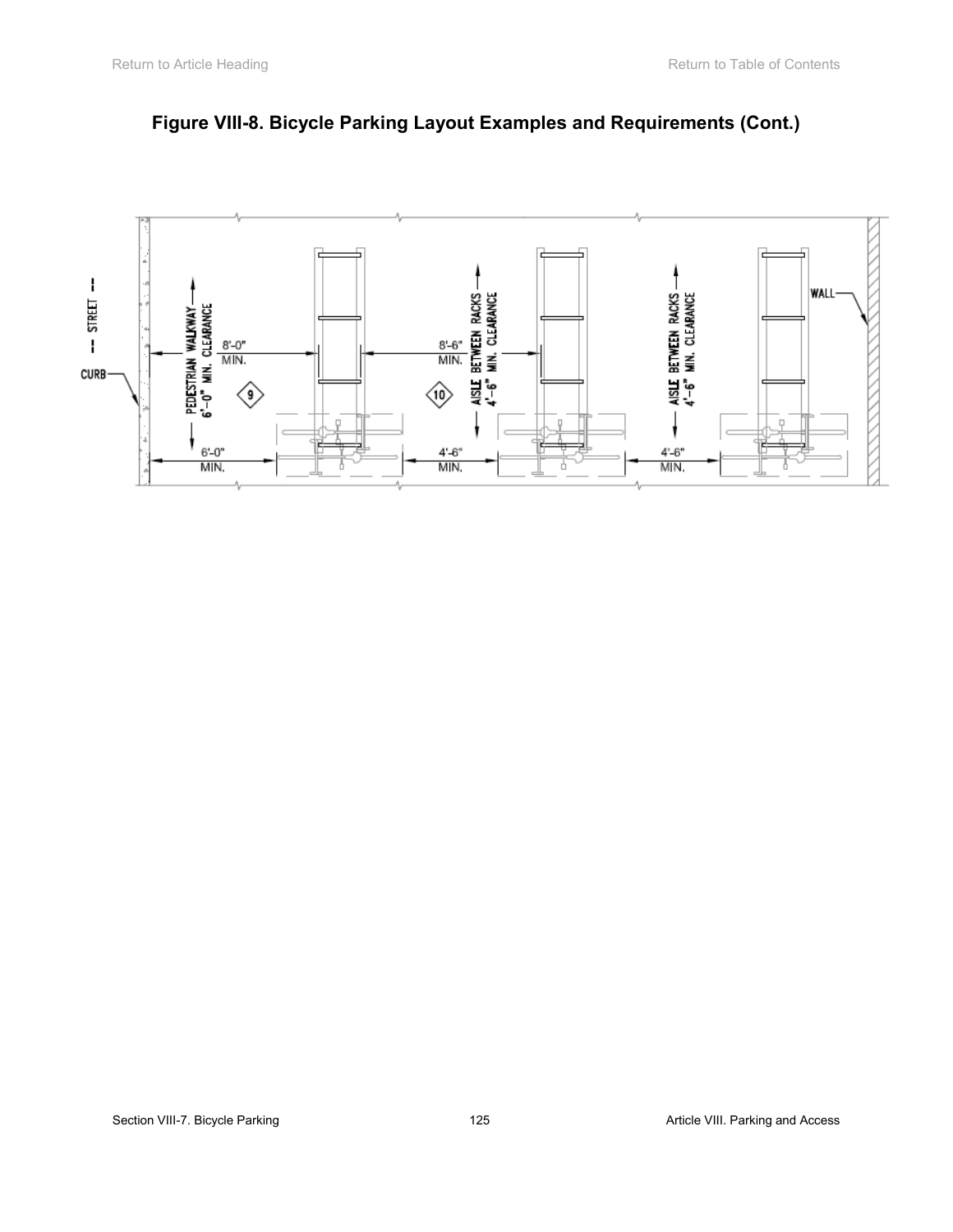# Figure VIII-8. Bicycle Parking Layout Examples and Requirements (Cont.)

STREET

CURB

PEDESTRIAN WALKWAY 6'-0" MIN. CLEARANCE

8'-0" MIN.

9

6'-0" MIN.

8'-6" MIN.

AISLE BETWEEN RACKS 4'-6" MIN. CLEARANCE

10

4'-6" MIN.

AISLE BETWEEN RACKS 4'-6" MIN. CLEARANCE

4'-6" MIN.

WALL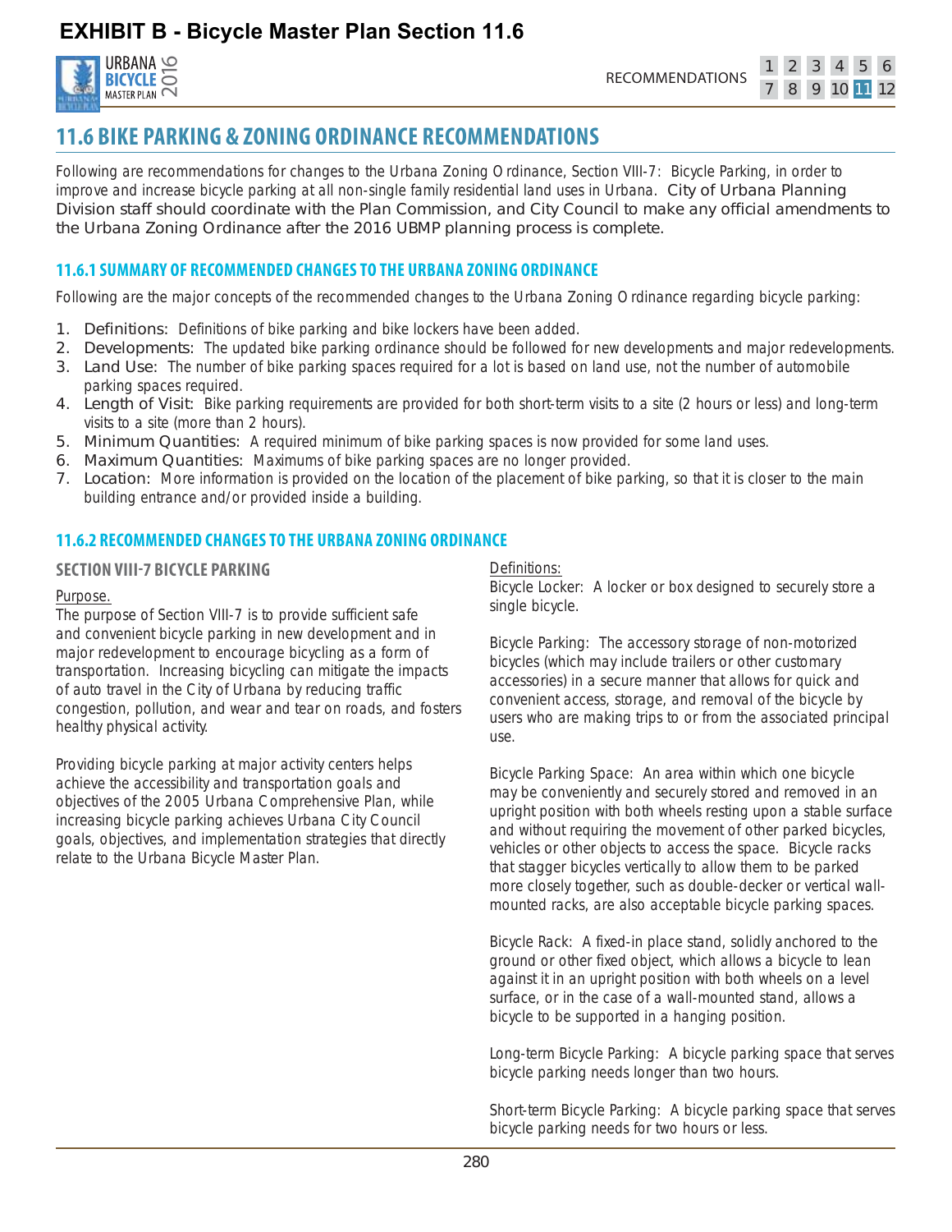# EXHIBIT B - Bicycle Master Plan Section 11.6

## 11.6 BIKE PARKING & ZONING ORDINANCE RECOMMENDATIONS

Following are recommendations for changes to the Urbana Zoning Ordinance, Section VIII-7: Bicycle Parking, in order to improve and increase bicycle parking at all non-single family residential land uses in Urbana. City of Urbana Planning Division staff should coordinate with the Plan Commission, and City Council to make any official amendments to the Urbana Zoning Ordinance after the 2016 UBMP planning process is complete.

### 11.6.1 SUMMARY OF RECOMMENDED CHANGES TO THE URBANA ZONING ORDINANCE

Following are the major concepts of the recommended changes to the Urbana Zoning Ordinance regarding bicycle parking:

1. Definitions: Definitions of bike parking and bike lockers have been added.
2. Developments: The updated bike parking ordinance should be followed for new developments and major redevelopments.
3. Land Use: The number of bike parking spaces required for a lot is based on land use, not the number of automobile parking spaces required.
4. Length of Visit: Bike parking requirements are provided for both short-term visits to a site (2 hours or less) and long-term visits to a site (more than 2 hours).
5. Minimum Quantities: A required minimum of bike parking spaces is now provided for some land uses.
6. Maximum Quantities: Maximums of bike parking spaces are no longer provided.
7. Location: More information is provided on the location of the placement of bike parking, so that it is closer to the main building entrance and/or provided inside a building.

### 11.6.2 RECOMMENDED CHANGES TO THE URBANA ZONING ORDINANCE

#### SECTION VIII-7 BICYCLE PARKING

Purpose.

The purpose of Section VIII-7 is to provide sufficient safe and convenient bicycle parking in new development and in major redevelopment to encourage bicycling as a form of transportation. Increasing bicycling can mitigate the impacts of auto travel in the City of Urbana by reducing traffic congestion, pollution, and wear and tear on roads, and fosters healthy physical activity.

Providing bicycle parking at major activity centers helps achieve the accessibility and transportation goals and objectives of the 2005 Urbana Comprehensive Plan, while increasing bicycle parking achieves Urbana City Council goals, objectives, and implementation strategies that directly relate to the Urbana Bicycle Master Plan.

Definitions:

Bicycle Locker: A locker or box designed to securely store a single bicycle.

Bicycle Parking: The accessory storage of non-motorized bicycles (which may include trailers or other customary accessories) in a secure manner that allows for quick and convenient access, storage, and removal of the bicycle by users who are making trips to or from the associated principal use.

Bicycle Parking Space: An area within which one bicycle may be conveniently and securely stored and removed in an upright position with both wheels resting upon a stable surface and without requiring the movement of other parked bicycles, vehicles or other objects to access the space. Bicycle racks that stagger bicycles vertically to allow them to be parked more closely together, such as double-decker or vertical wall-mounted racks, are also acceptable bicycle parking spaces.

Bicycle Rack: A fixed-in place stand, solidly anchored to the ground or other fixed object, which allows a bicycle to lean against it in an upright position with both wheels on a level surface, or in the case of a wall-mounted stand, allows a bicycle to be supported in a hanging position.

Long-term Bicycle Parking: A bicycle parking space that serves bicycle parking needs longer than two hours.

Short-term Bicycle Parking: A bicycle parking space that serves bicycle parking needs for two hours or less.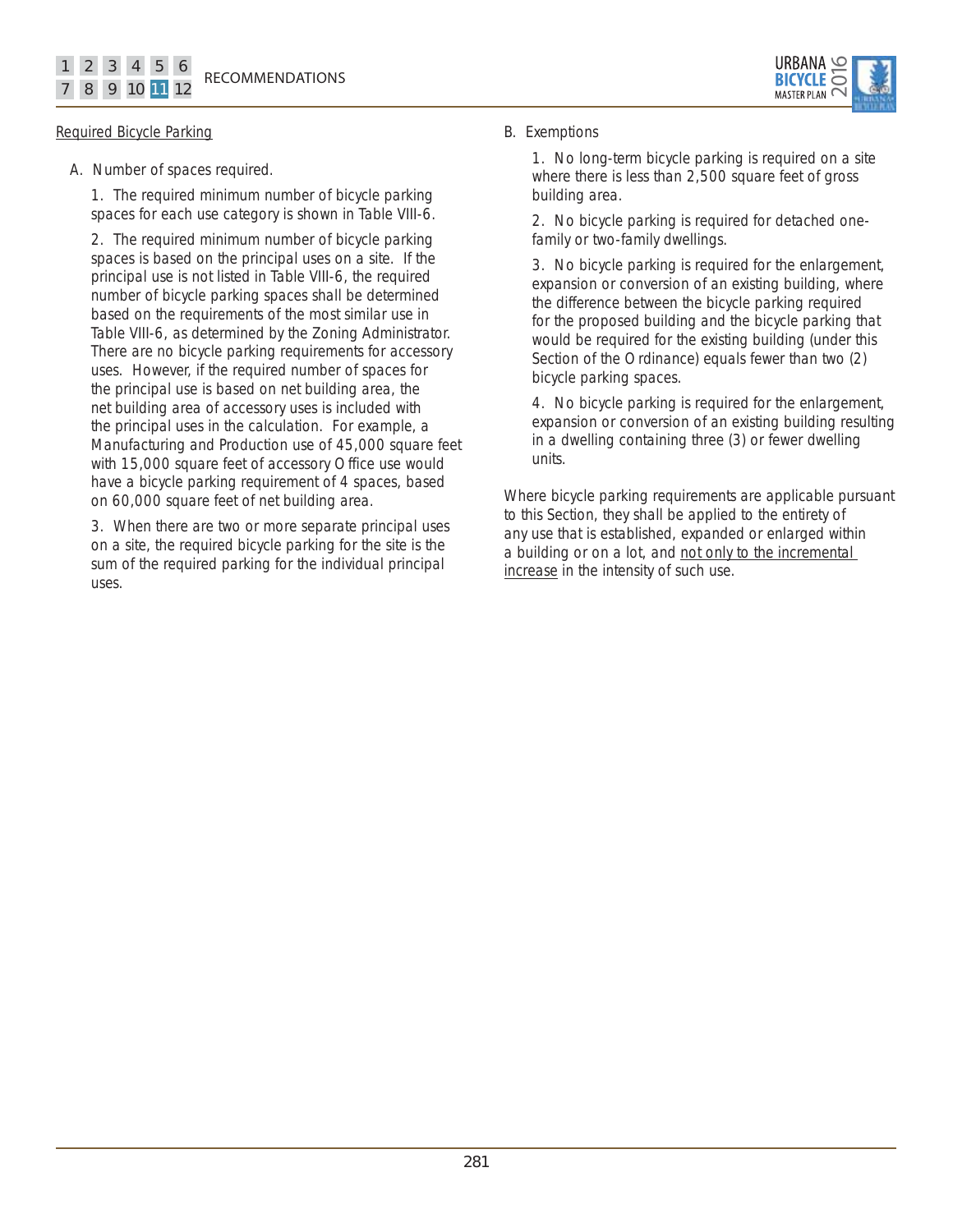Required Bicycle Parking

A. Number of spaces required.

1. The required minimum number of bicycle parking spaces for each use category is shown in Table VIII-6.

2. The required minimum number of bicycle parking spaces is based on the principal uses on a site. If the principal use is not listed in Table VIII-6, the required number of bicycle parking spaces shall be determined based on the requirements of the most similar use in Table VIII-6, as determined by the Zoning Administrator. There are no bicycle parking requirements for accessory uses. However, if the required number of spaces for the principal use is based on net building area, the net building area of accessory uses is included with the principal uses in the calculation. For example, a Manufacturing and Production use of 45,000 square feet with 15,000 square feet of accessory Office use would have a bicycle parking requirement of 4 spaces, based on 60,000 square feet of net building area.

3. When there are two or more separate principal uses on a site, the required bicycle parking for the site is the sum of the required parking for the individual principal uses.

B. Exemptions

1. No long-term bicycle parking is required on a site where there is less than 2,500 square feet of gross building area.

2. No bicycle parking is required for detached one-family or two-family dwellings.

3. No bicycle parking is required for the enlargement, expansion or conversion of an existing building, where the difference between the bicycle parking required for the proposed building and the bicycle parking that would be required for the existing building (under this Section of the Ordinance) equals fewer than two (2) bicycle parking spaces.

4. No bicycle parking is required for the enlargement, expansion or conversion of an existing building resulting in a dwelling containing three (3) or fewer dwelling units.

Where bicycle parking requirements are applicable pursuant to this Section, they shall be applied to the entirety of any use that is established, expanded or enlarged within a building or on a lot, and not only to the incremental increase in the intensity of such use.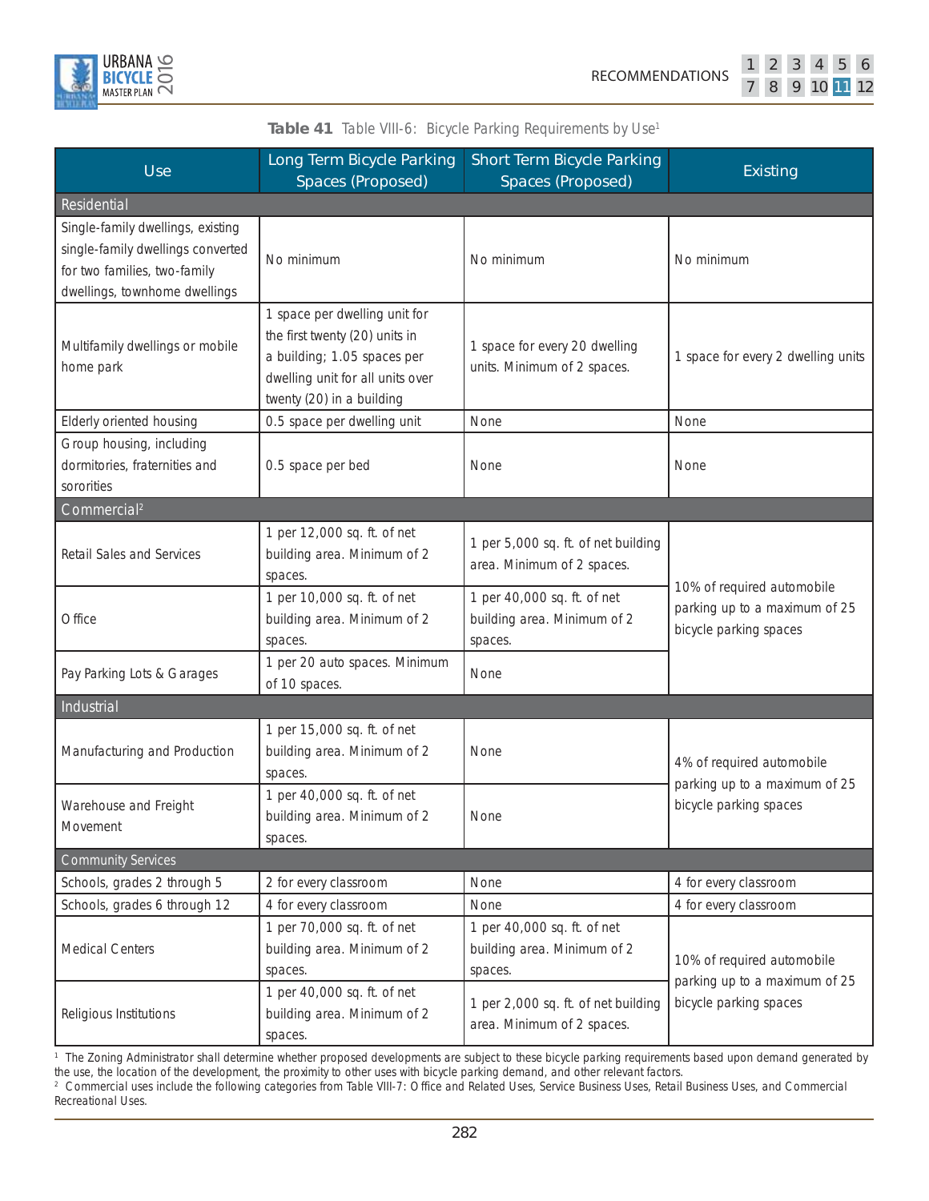**Table 41** Table VIII-6: Bicycle Parking Requirements by Use[1]

| Use | Long Term Bicycle Parking Spaces (Proposed) | Short Term Bicycle Parking Spaces (Proposed) | Existing |
|---|---|---|---|
| **Residential** | | | |
| Single-family dwellings, existing single-family dwellings converted for two families, two-family dwellings, townhome dwellings | No minimum | No minimum | No minimum |
| Multifamily dwellings or mobile home park | 1 space per dwelling unit for the first twenty (20) units in a building; 1.05 spaces per dwelling unit for all units over twenty (20) in a building | 1 space for every 20 dwelling units. Minimum of 2 spaces. | 1 space for every 2 dwelling units |
| Elderly oriented housing | 0.5 space per dwelling unit | None | None |
| Group housing, including dormitories, fraternities and sororities | 0.5 space per bed | None | None |
| **Commercial[2]** | | | |
| Retail Sales and Services | 1 per 12,000 sq. ft. of net building area. Minimum of 2 spaces. | 1 per 5,000 sq. ft. of net building area. Minimum of 2 spaces. | 10% of required automobile parking up to a maximum of 25 bicycle parking spaces |
| Office | 1 per 10,000 sq. ft. of net building area. Minimum of 2 spaces. | 1 per 40,000 sq. ft. of net building area. Minimum of 2 spaces. | |
| Pay Parking Lots & Garages | 1 per 20 auto spaces. Minimum of 10 spaces. | None | |
| **Industrial** | | | |
| Manufacturing and Production | 1 per 15,000 sq. ft. of net building area. Minimum of 2 spaces. | None | 4% of required automobile parking up to a maximum of 25 bicycle parking spaces |
| Warehouse and Freight Movement | 1 per 40,000 sq. ft. of net building area. Minimum of 2 spaces. | None | |
| **Community Services** | | | |
| Schools, grades 2 through 5 | 2 for every classroom | None | 4 for every classroom |
| Schools, grades 6 through 12 | 4 for every classroom | None | 4 for every classroom |
| Medical Centers | 1 per 70,000 sq. ft. of net building area. Minimum of 2 spaces. | 1 per 40,000 sq. ft. of net building area. Minimum of 2 spaces. | 10% of required automobile parking up to a maximum of 25 bicycle parking spaces |
| Religious Institutions | 1 per 40,000 sq. ft. of net building area. Minimum of 2 spaces. | 1 per 2,000 sq. ft. of net building area. Minimum of 2 spaces. | |

[1] The Zoning Administrator shall determine whether proposed developments are subject to these bicycle parking requirements based upon demand generated by the use, the location of the development, the proximity to other uses with bicycle parking demand, and other relevant factors.
[2] Commercial uses include the following categories from Table VIII-7: Office and Related Uses, Service Business Uses, Retail Business Uses, and Commercial Recreational Uses.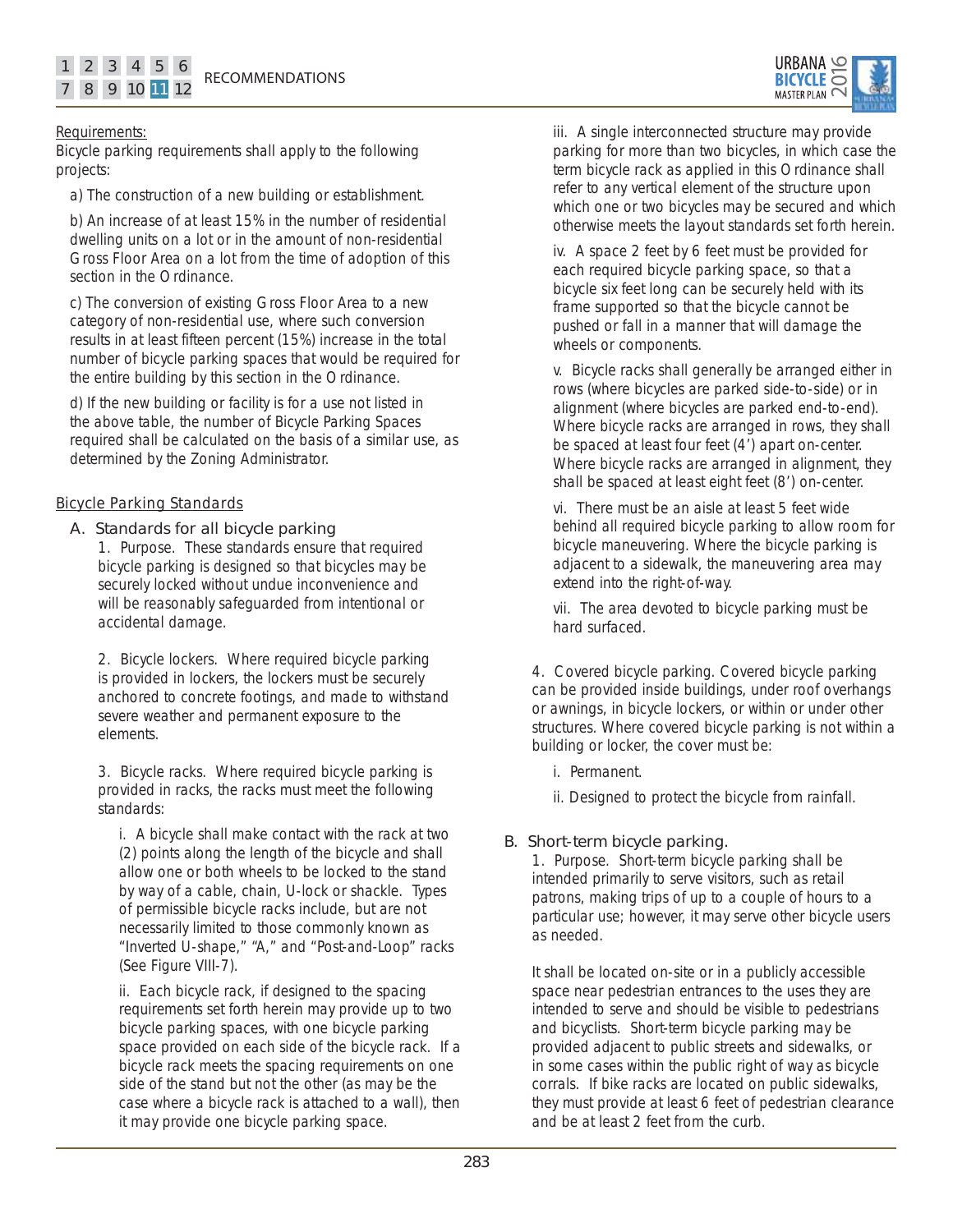Requirements:

Bicycle parking requirements shall apply to the following projects:

a) The construction of a new building or establishment.

b) An increase of at least 15% in the number of residential dwelling units on a lot or in the amount of non-residential Gross Floor Area on a lot from the time of adoption of this section in the Ordinance.

c) The conversion of existing Gross Floor Area to a new category of non-residential use, where such conversion results in at least fifteen percent (15%) increase in the total number of bicycle parking spaces that would be required for the entire building by this section in the Ordinance.

d) If the new building or facility is for a use not listed in the above table, the number of Bicycle Parking Spaces required shall be calculated on the basis of a similar use, as determined by the Zoning Administrator.

Bicycle Parking Standards

A. Standards for all bicycle parking

1. Purpose. These standards ensure that required bicycle parking is designed so that bicycles may be securely locked without undue inconvenience and will be reasonably safeguarded from intentional or accidental damage.

2. Bicycle lockers. Where required bicycle parking is provided in lockers, the lockers must be securely anchored to concrete footings, and made to withstand severe weather and permanent exposure to the elements.

3. Bicycle racks. Where required bicycle parking is provided in racks, the racks must meet the following standards:

i. A bicycle shall make contact with the rack at two (2) points along the length of the bicycle and shall allow one or both wheels to be locked to the stand by way of a cable, chain, U-lock or shackle. Types of permissible bicycle racks include, but are not necessarily limited to those commonly known as "Inverted U-shape," "A," and "Post-and-Loop" racks (See Figure VIII-7).

ii. Each bicycle rack, if designed to the spacing requirements set forth herein may provide up to two bicycle parking spaces, with one bicycle parking space provided on each side of the bicycle rack. If a bicycle rack meets the spacing requirements on one side of the stand but not the other (as may be the case where a bicycle rack is attached to a wall), then it may provide one bicycle parking space.

iii. A single interconnected structure may provide parking for more than two bicycles, in which case the term bicycle rack as applied in this Ordinance shall refer to any vertical element of the structure upon which one or two bicycles may be secured and which otherwise meets the layout standards set forth herein.

iv. A space 2 feet by 6 feet must be provided for each required bicycle parking space, so that a bicycle six feet long can be securely held with its frame supported so that the bicycle cannot be pushed or fall in a manner that will damage the wheels or components.

v. Bicycle racks shall generally be arranged either in rows (where bicycles are parked side-to-side) or in alignment (where bicycles are parked end-to-end). Where bicycle racks are arranged in rows, they shall be spaced at least four feet (4') apart on-center. Where bicycle racks are arranged in alignment, they shall be spaced at least eight feet (8') on-center.

vi. There must be an aisle at least 5 feet wide behind all required bicycle parking to allow room for bicycle maneuvering. Where the bicycle parking is adjacent to a sidewalk, the maneuvering area may extend into the right-of-way.

vii. The area devoted to bicycle parking must be hard surfaced.

4. Covered bicycle parking. Covered bicycle parking can be provided inside buildings, under roof overhangs or awnings, in bicycle lockers, or within or under other structures. Where covered bicycle parking is not within a building or locker, the cover must be:

i. Permanent.

ii. Designed to protect the bicycle from rainfall.

B. Short-term bicycle parking.

1. Purpose. Short-term bicycle parking shall be intended primarily to serve visitors, such as retail patrons, making trips of up to a couple of hours to a particular use; however, it may serve other bicycle users as needed.

It shall be located on-site or in a publicly accessible space near pedestrian entrances to the uses they are intended to serve and should be visible to pedestrians and bicyclists. Short-term bicycle parking may be provided adjacent to public streets and sidewalks, or in some cases within the public right of way as bicycle corrals. If bike racks are located on public sidewalks, they must provide at least 6 feet of pedestrian clearance and be at least 2 feet from the curb.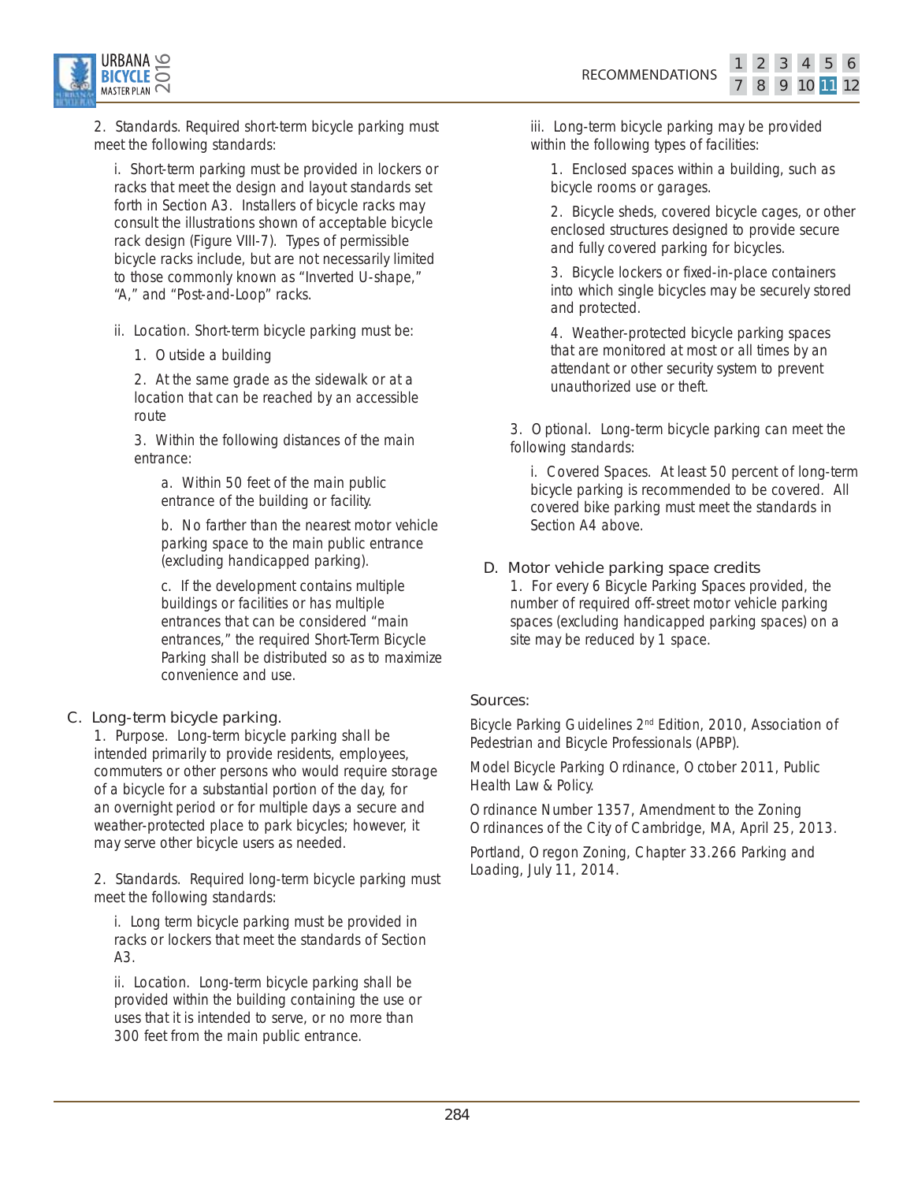2. Standards. Required short-term bicycle parking must meet the following standards:

i. Short-term parking must be provided in lockers or racks that meet the design and layout standards set forth in Section A3. Installers of bicycle racks may consult the illustrations shown of acceptable bicycle rack design (Figure VIII-7). Types of permissible bicycle racks include, but are not necessarily limited to those commonly known as "Inverted U-shape," "A," and "Post-and-Loop" racks.

ii. Location. Short-term bicycle parking must be:

1. Outside a building

2. At the same grade as the sidewalk or at a location that can be reached by an accessible route

3. Within the following distances of the main entrance:

a. Within 50 feet of the main public entrance of the building or facility.

b. No farther than the nearest motor vehicle parking space to the main public entrance (excluding handicapped parking).

c. If the development contains multiple buildings or facilities or has multiple entrances that can be considered "main entrances," the required Short-Term Bicycle Parking shall be distributed so as to maximize convenience and use.

### C. Long-term bicycle parking.

1. Purpose. Long-term bicycle parking shall be intended primarily to provide residents, employees, commuters or other persons who would require storage of a bicycle for a substantial portion of the day, for an overnight period or for multiple days a secure and weather-protected place to park bicycles; however, it may serve other bicycle users as needed.

2. Standards. Required long-term bicycle parking must meet the following standards:

i. Long term bicycle parking must be provided in racks or lockers that meet the standards of Section A3.

ii. Location. Long-term bicycle parking shall be provided within the building containing the use or uses that it is intended to serve, or no more than 300 feet from the main public entrance.

iii. Long-term bicycle parking may be provided within the following types of facilities:

1. Enclosed spaces within a building, such as bicycle rooms or garages.

2. Bicycle sheds, covered bicycle cages, or other enclosed structures designed to provide secure and fully covered parking for bicycles.

3. Bicycle lockers or fixed-in-place containers into which single bicycles may be securely stored and protected.

4. Weather-protected bicycle parking spaces that are monitored at most or all times by an attendant or other security system to prevent unauthorized use or theft.

3. Optional. Long-term bicycle parking can meet the following standards:

i. Covered Spaces. At least 50 percent of long-term bicycle parking is recommended to be covered. All covered bike parking must meet the standards in Section A4 above.

### D. Motor vehicle parking space credits

1. For every 6 Bicycle Parking Spaces provided, the number of required off-street motor vehicle parking spaces (excluding handicapped parking spaces) on a site may be reduced by 1 space.

### Sources:

Bicycle Parking Guidelines 2nd Edition, 2010, Association of Pedestrian and Bicycle Professionals (APBP).

Model Bicycle Parking Ordinance, October 2011, Public Health Law & Policy.

Ordinance Number 1357, Amendment to the Zoning Ordinances of the City of Cambridge, MA, April 25, 2013.

Portland, Oregon Zoning, Chapter 33.266 Parking and Loading, July 11, 2014.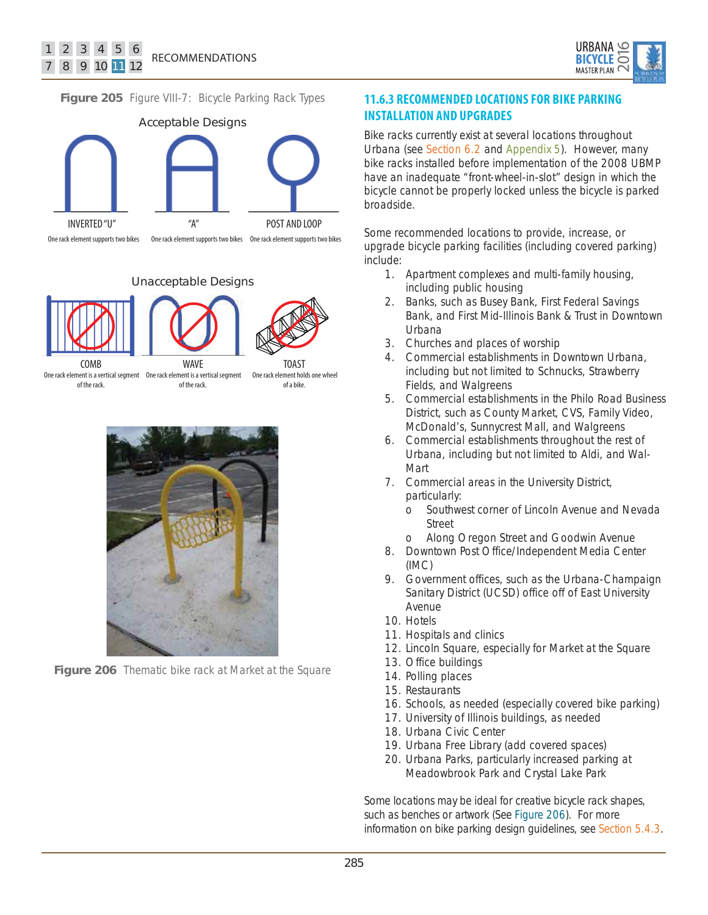**Figure 205** Figure VIII-7: Bicycle Parking Rack Types

Acceptable Designs

INVERTED "U" — One rack element supports two bikes

"A" — One rack element supports two bikes

POST AND LOOP — One rack element supports two bikes

Unacceptable Designs

COMB — One rack element is a vertical segment of the rack.

WAVE — One rack element is a vertical segment of the rack.

TOAST — One rack element holds one wheel of a bike.

**Figure 206** Thematic bike rack at Market at the Square

### 11.6.3 RECOMMENDED LOCATIONS FOR BIKE PARKING INSTALLATION AND UPGRADES

Bike racks currently exist at several locations throughout Urbana (see Section 6.2 and Appendix 5). However, many bike racks installed before implementation of the 2008 UBMP have an inadequate "front-wheel-in-slot" design in which the bicycle cannot be properly locked unless the bicycle is parked broadside.

Some recommended locations to provide, increase, or upgrade bicycle parking facilities (including covered parking) include:

1. Apartment complexes and multi-family housing, including public housing
2. Banks, such as Busey Bank, First Federal Savings Bank, and First Mid-Illinois Bank & Trust in Downtown Urbana
3. Churches and places of worship
4. Commercial establishments in Downtown Urbana, including but not limited to Schnucks, Strawberry Fields, and Walgreens
5. Commercial establishments in the Philo Road Business District, such as County Market, CVS, Family Video, McDonald's, Sunnycrest Mall, and Walgreens
6. Commercial establishments throughout the rest of Urbana, including but not limited to Aldi, and Wal-Mart
7. Commercial areas in the University District, particularly:
   - Southwest corner of Lincoln Avenue and Nevada Street
   - Along Oregon Street and Goodwin Avenue
8. Downtown Post Office/Independent Media Center (IMC)
9. Government offices, such as the Urbana-Champaign Sanitary District (UCSD) office off of East University Avenue
10. Hotels
11. Hospitals and clinics
12. Lincoln Square, especially for Market at the Square
13. Office buildings
14. Polling places
15. Restaurants
16. Schools, as needed (especially covered bike parking)
17. University of Illinois buildings, as needed
18. Urbana Civic Center
19. Urbana Free Library (add covered spaces)
20. Urbana Parks, particularly increased parking at Meadowbrook Park and Crystal Lake Park

Some locations may be ideal for creative bicycle rack shapes, such as benches or artwork (See Figure 206). For more information on bike parking design guidelines, see Section 5.4.3.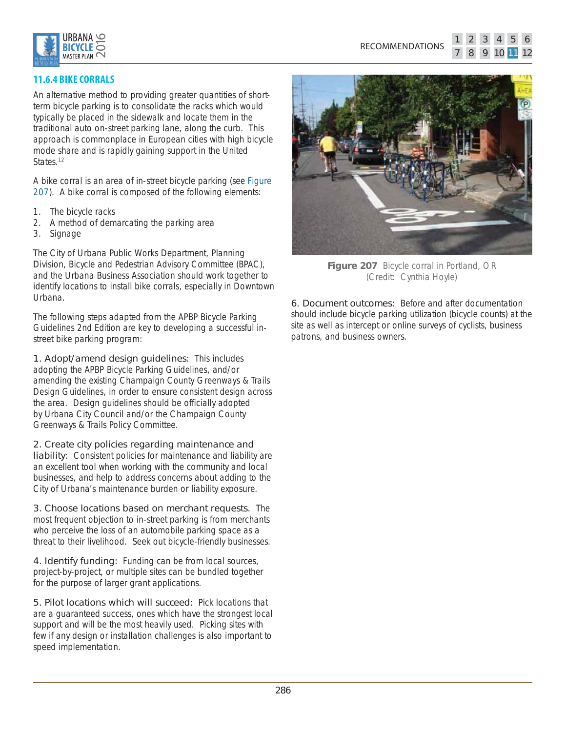### 11.6.4 BIKE CORRALS

An alternative method to providing greater quantities of short-term bicycle parking is to consolidate the racks which would typically be placed in the sidewalk and locate them in the traditional auto on-street parking lane, along the curb. This approach is commonplace in European cities with high bicycle mode share and is rapidly gaining support in the United States.[12]

A bike corral is an area of in-street bicycle parking (see Figure 207). A bike corral is composed of the following elements:

1. The bicycle racks
2. A method of demarcating the parking area
3. Signage

The City of Urbana Public Works Department, Planning Division, Bicycle and Pedestrian Advisory Committee (BPAC), and the Urbana Business Association should work together to identify locations to install bike corrals, especially in Downtown Urbana.

The following steps adapted from the APBP Bicycle Parking Guidelines 2nd Edition are key to developing a successful in-street bike parking program:

1. Adopt/amend design guidelines: This includes adopting the APBP Bicycle Parking Guidelines, and/or amending the existing Champaign County Greenways & Trails Design Guidelines, in order to ensure consistent design across the area. Design guidelines should be officially adopted by Urbana City Council and/or the Champaign County Greenways & Trails Policy Committee.

2. Create city policies regarding maintenance and liability: Consistent policies for maintenance and liability are an excellent tool when working with the community and local businesses, and help to address concerns about adding to the City of Urbana's maintenance burden or liability exposure.

3. Choose locations based on merchant requests. The most frequent objection to in-street parking is from merchants who perceive the loss of an automobile parking space as a threat to their livelihood. Seek out bicycle-friendly businesses.

4. Identify funding: Funding can be from local sources, project-by-project, or multiple sites can be bundled together for the purpose of larger grant applications.

5. Pilot locations which will succeed: Pick locations that are a guaranteed success, ones which have the strongest local support and will be the most heavily used. Picking sites with few if any design or installation challenges is also important to speed implementation.

**Figure 207** Bicycle corral in Portland, OR (Credit: Cynthia Hoyle)

6. Document outcomes: Before and after documentation should include bicycle parking utilization (bicycle counts) at the site as well as intercept or online surveys of cyclists, business patrons, and business owners.